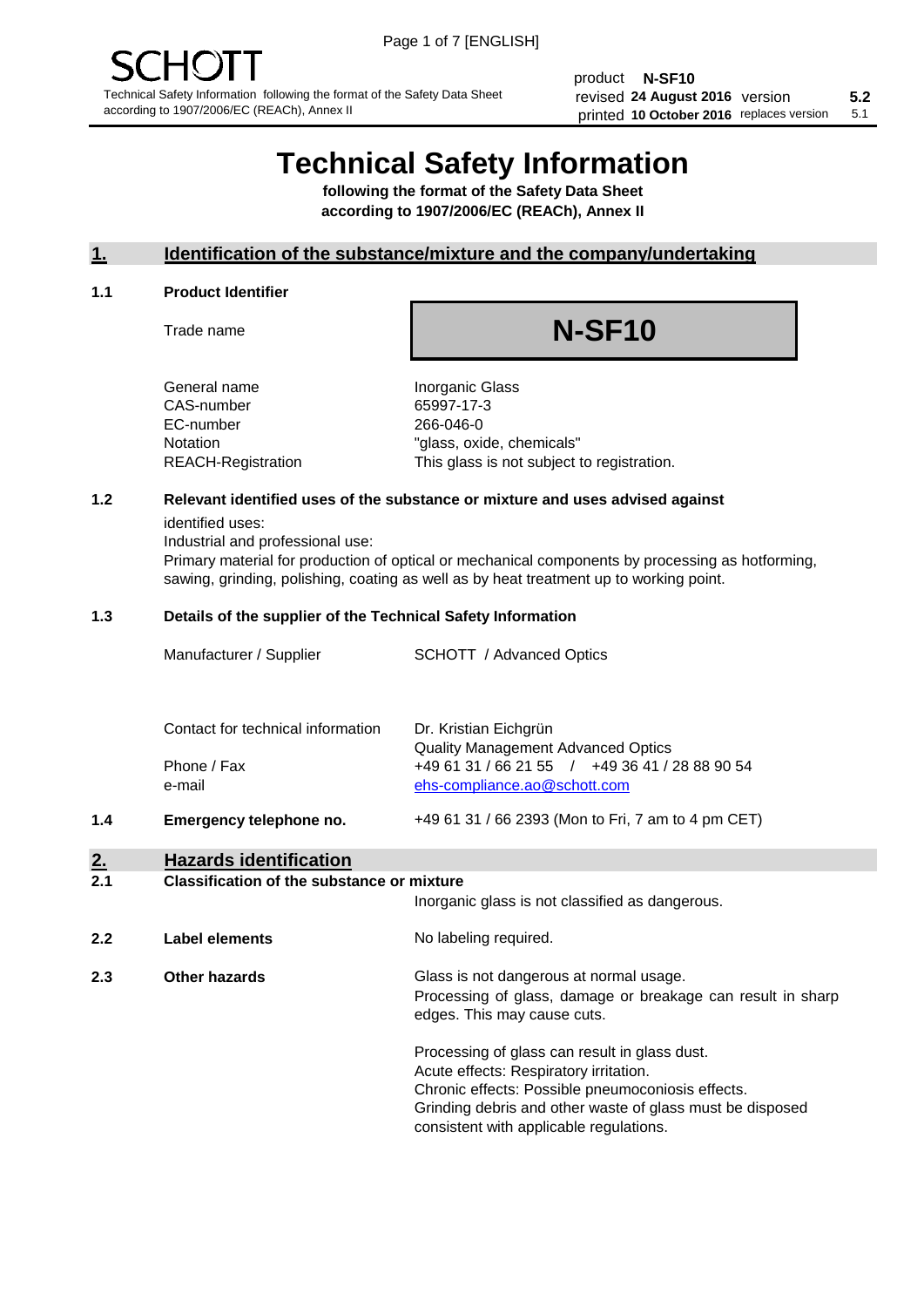SCHOTT

Technical Safety Information following the format of the Safety Data Sheet according to 1907/2006/EC (REACh), Annex II

| product | N-SF10 | | |
|---|---|---|---|
| revised | 24 August 2016 | version | 5.2 |
| printed | 10 October 2016 | replaces version | 5.1 |

# Technical Safety Information

**following the format of the Safety Data Sheet according to 1907/2006/EC (REACh), Annex II**

## 1. Identification of the substance/mixture and the company/undertaking

### 1.1 Product Identifier

| | |
|---|---|
| Trade name | **N-SF10** |
| General name | Inorganic Glass |
| CAS-number | 65997-17-3 |
| EC-number | 266-046-0 |
| Notation | "glass, oxide, chemicals" |
| REACH-Registration | This glass is not subject to registration. |

### 1.2 Relevant identified uses of the substance or mixture and uses advised against

identified uses:
Industrial and professional use:
Primary material for production of optical or mechanical components by processing as hotforming, sawing, grinding, polishing, coating as well as by heat treatment up to working point.

### 1.3 Details of the supplier of the Technical Safety Information

| | |
|---|---|
| Manufacturer / Supplier | SCHOTT / Advanced Optics |
| Contact for technical information | Dr. Kristian Eichgrün<br>Quality Management Advanced Optics |
| Phone / Fax | +49 61 31 / 66 21 55 / +49 36 41 / 28 88 90 54 |
| e-mail | ehs-compliance.ao@schott.com |

### 1.4 Emergency telephone no.

+49 61 31 / 66 2393 (Mon to Fri, 7 am to 4 pm CET)

## 2. Hazards identification

### 2.1 Classification of the substance or mixture

Inorganic glass is not classified as dangerous.

### 2.2 Label elements

No labeling required.

### 2.3 Other hazards

Glass is not dangerous at normal usage.
Processing of glass, damage or breakage can result in sharp edges. This may cause cuts.

Processing of glass can result in glass dust.
Acute effects: Respiratory irritation.
Chronic effects: Possible pneumoconiosis effects.
Grinding debris and other waste of glass must be disposed consistent with applicable regulations.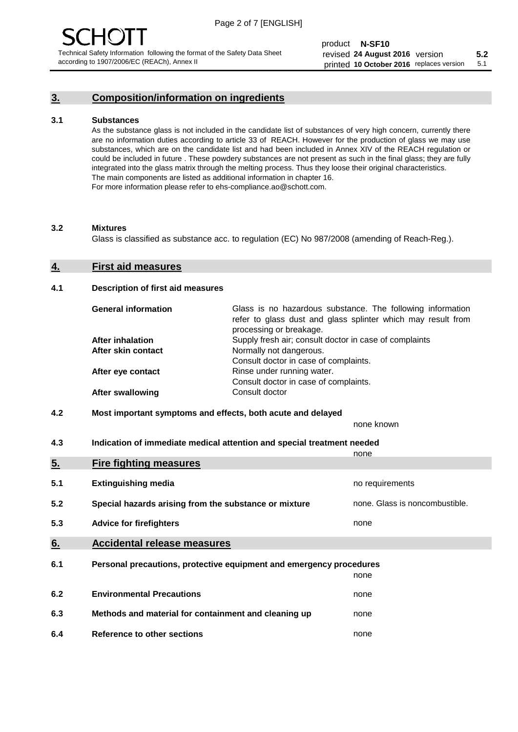## 3. Composition/information on ingredients

### 3.1 Substances

As the substance glass is not included in the candidate list of substances of very high concern, currently there are no information duties according to article 33 of REACH. However for the production of glass we may use substances, which are on the candidate list and had been included in Annex XIV of the REACH regulation or could be included in future . These powdery substances are not present as such in the final glass; they are fully integrated into the glass matrix through the melting process. Thus they loose their original characteristics. The main components are listed as additional information in chapter 16. For more information please refer to ehs-compliance.ao@schott.com.

### 3.2 Mixtures

Glass is classified as substance acc. to regulation (EC) No 987/2008 (amending of Reach-Reg.).

## 4. First aid measures

### 4.1 Description of first aid measures

| | |
|---|---|
| **General information** | Glass is no hazardous substance. The following information refer to glass dust and glass splinter which may result from processing or breakage. |
| **After inhalation** | Supply fresh air; consult doctor in case of complaints |
| **After skin contact** | Normally not dangerous. Consult doctor in case of complaints. |
| **After eye contact** | Rinse under running water. Consult doctor in case of complaints. |
| **After swallowing** | Consult doctor |

### 4.2 Most important symptoms and effects, both acute and delayed

none known

### 4.3 Indication of immediate medical attention and special treatment needed

none

## 5. Fire fighting measures

| | | |
|---|---|---|
| 5.1 | Extinguishing media | no requirements |
| 5.2 | Special hazards arising from the substance or mixture | none. Glass is noncombustible. |
| 5.3 | Advice for firefighters | none |

## 6. Accidental release measures

| | | |
|---|---|---|
| 6.1 | Personal precautions, protective equipment and emergency procedures | none |
| 6.2 | Environmental Precautions | none |
| 6.3 | Methods and material for containment and cleaning up | none |
| 6.4 | Reference to other sections | none |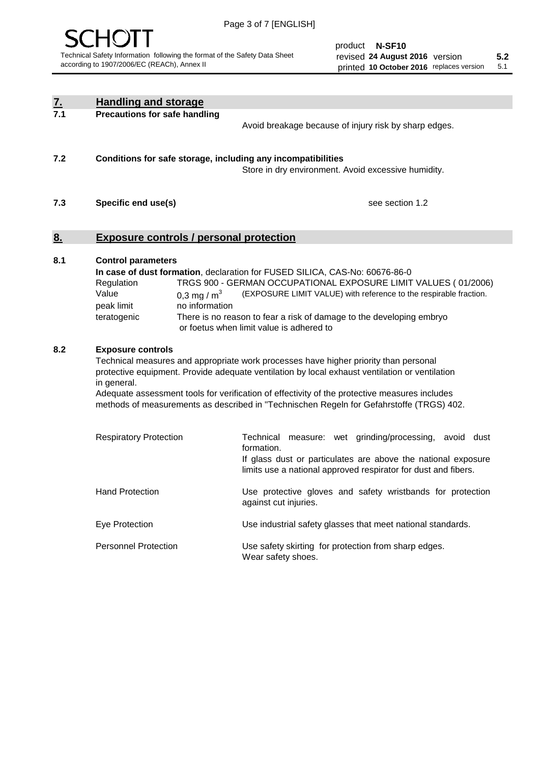## 7. Handling and storage

### 7.1 Precautions for safe handling

Avoid breakage because of injury risk by sharp edges.

### 7.2 Conditions for safe storage, including any incompatibilities

Store in dry environment. Avoid excessive humidity.

### 7.3 Specific end use(s)

see section 1.2

## 8. Exposure controls / personal protection

### 8.1 Control parameters

**In case of dust formation**, declaration for FUSED SILICA, CAS-No: 60676-86-0

| | |
|---|---|
| Regulation | TRGS 900 - GERMAN OCCUPATIONAL EXPOSURE LIMIT VALUES ( 01/2006) |
| Value | 0,3 mg / $m^3$ (EXPOSURE LIMIT VALUE) with reference to the respirable fraction. |
| peak limit | no information |
| teratogenic | There is no reason to fear a risk of damage to the developing embryo or foetus when limit value is adhered to |

### 8.2 Exposure controls

Technical measures and appropriate work processes have higher priority than personal protective equipment. Provide adequate ventilation by local exhaust ventilation or ventilation in general.

Adequate assessment tools for verification of effectivity of the protective measures includes methods of measurements as described in "Technischen Regeln for Gefahrstoffe (TRGS) 402.

| | |
|---|---|
| Respiratory Protection | Technical measure: wet grinding/processing, avoid dust formation. If glass dust or particulates are above the national exposure limits use a national approved respirator for dust and fibers. |
| Hand Protection | Use protective gloves and safety wristbands for protection against cut injuries. |
| Eye Protection | Use industrial safety glasses that meet national standards. |
| Personnel Protection | Use safety skirting for protection from sharp edges. Wear safety shoes. |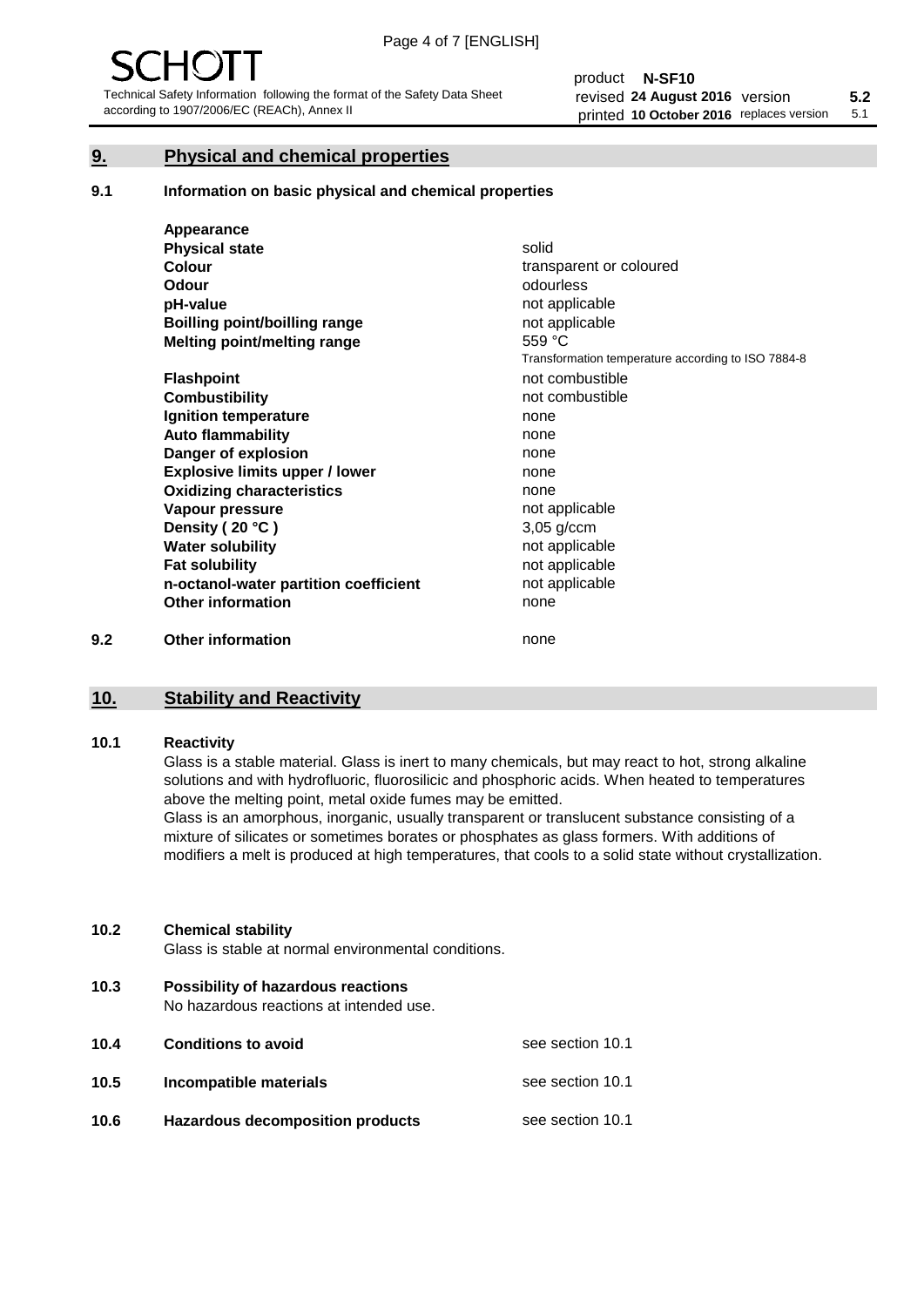## 9. Physical and chemical properties

### 9.1 Information on basic physical and chemical properties

| | |
|---|---|
| **Appearance** | |
| **Physical state** | solid |
| **Colour** | transparent or coloured |
| **Odour** | odourless |
| **pH-value** | not applicable |
| **Boilling point/boilling range** | not applicable |
| **Melting point/melting range** | 559 °C<br>Transformation temperature according to ISO 7884-8 |
| **Flashpoint** | not combustible |
| **Combustibility** | not combustible |
| **Ignition temperature** | none |
| **Auto flammability** | none |
| **Danger of explosion** | none |
| **Explosive limits upper / lower** | none |
| **Oxidizing characteristics** | none |
| **Vapour pressure** | not applicable |
| **Density ( 20 °C )** | 3,05 g/ccm |
| **Water solubility** | not applicable |
| **Fat solubility** | not applicable |
| **n-octanol-water partition coefficient** | not applicable |
| **Other information** | none |

### 9.2 Other information

none

## 10. Stability and Reactivity

### 10.1 Reactivity

Glass is a stable material. Glass is inert to many chemicals, but may react to hot, strong alkaline solutions and with hydrofluoric, fluorosilicic and phosphoric acids. When heated to temperatures above the melting point, metal oxide fumes may be emitted.

Glass is an amorphous, inorganic, usually transparent or translucent substance consisting of a mixture of silicates or sometimes borates or phosphates as glass formers. With additions of modifiers a melt is produced at high temperatures, that cools to a solid state without crystallization.

### 10.2 Chemical stability

Glass is stable at normal environmental conditions.

### 10.3 Possibility of hazardous reactions

No hazardous reactions at intended use.

### 10.4 Conditions to avoid

see section 10.1

### 10.5 Incompatible materials

see section 10.1

### 10.6 Hazardous decomposition products

see section 10.1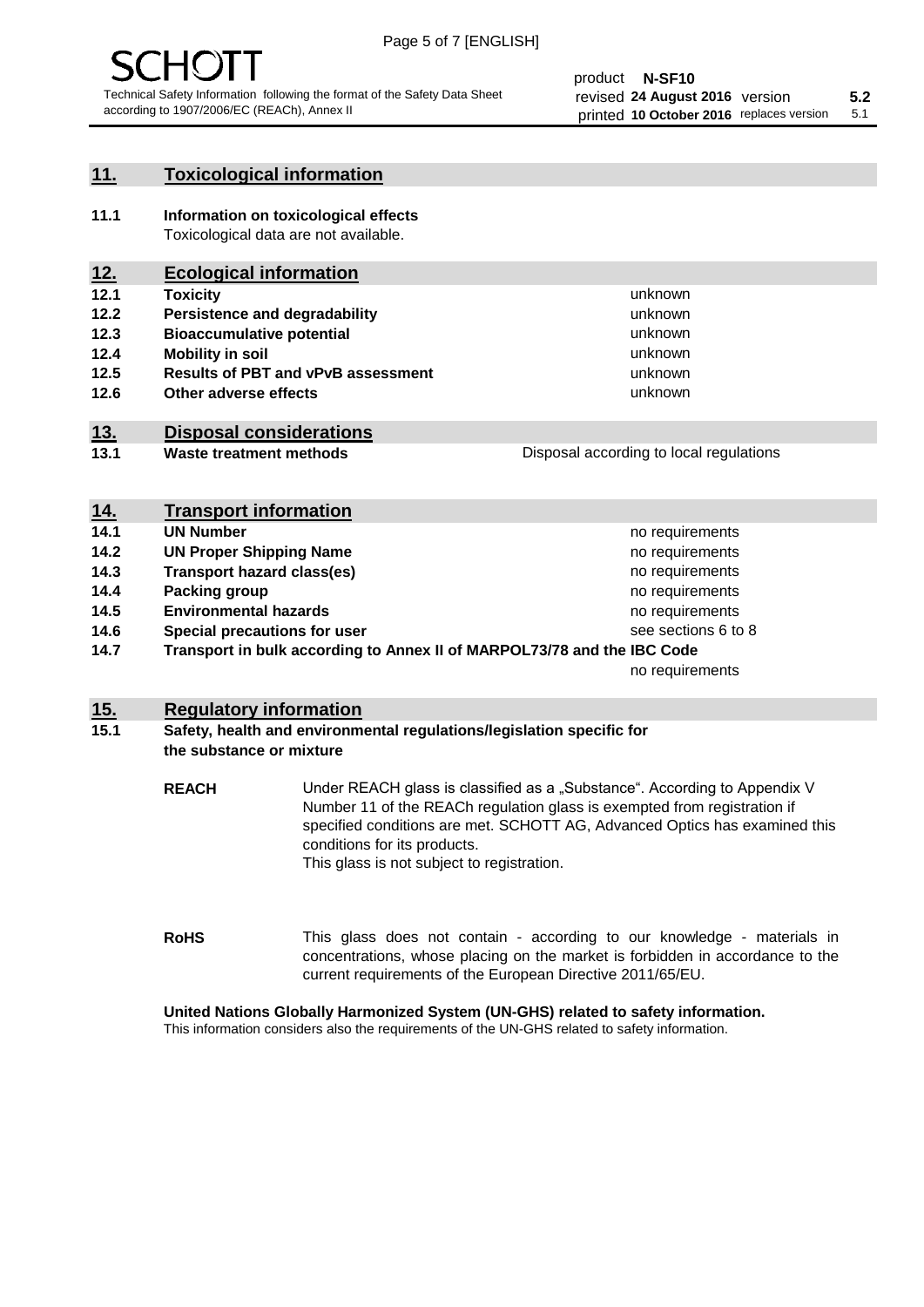## 11. Toxicological information

**11.1 Information on toxicological effects**
Toxicological data are not available.

## 12. Ecological information

| | | |
|---|---|---|
| **12.1** | **Toxicity** | unknown |
| **12.2** | **Persistence and degradability** | unknown |
| **12.3** | **Bioaccumulative potential** | unknown |
| **12.4** | **Mobility in soil** | unknown |
| **12.5** | **Results of PBT and vPvB assessment** | unknown |
| **12.6** | **Other adverse effects** | unknown |

## 13. Disposal considerations

| | | |
|---|---|---|
| **13.1** | **Waste treatment methods** | Disposal according to local regulations |

## 14. Transport information

| | | |
|---|---|---|
| **14.1** | **UN Number** | no requirements |
| **14.2** | **UN Proper Shipping Name** | no requirements |
| **14.3** | **Transport hazard class(es)** | no requirements |
| **14.4** | **Packing group** | no requirements |
| **14.5** | **Environmental hazards** | no requirements |
| **14.6** | **Special precautions for user** | see sections 6 to 8 |
| **14.7** | **Transport in bulk according to Annex II of MARPOL73/78 and the IBC Code** | no requirements |

## 15. Regulatory information

**15.1 Safety, health and environmental regulations/legislation specific for the substance or mixture**

**REACH** Under REACH glass is classified as a „Substance". According to Appendix V Number 11 of the REACh regulation glass is exempted from registration if specified conditions are met. SCHOTT AG, Advanced Optics has examined this conditions for its products.
This glass is not subject to registration.

**RoHS** This glass does not contain - according to our knowledge - materials in concentrations, whose placing on the market is forbidden in accordance to the current requirements of the European Directive 2011/65/EU.

**United Nations Globally Harmonized System (UN-GHS) related to safety information.**
This information considers also the requirements of the UN-GHS related to safety information.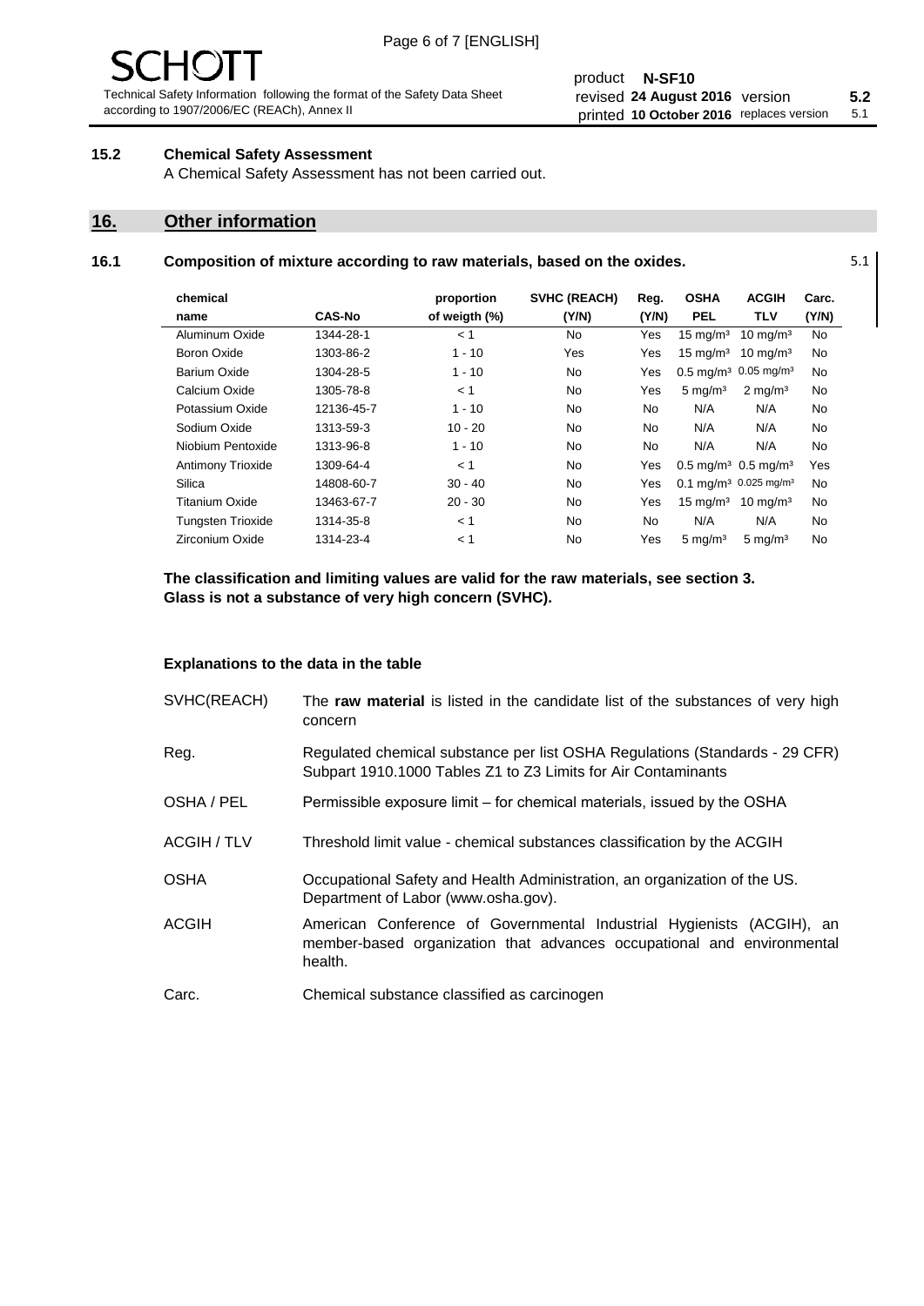## 15.2 Chemical Safety Assessment

A Chemical Safety Assessment has not been carried out.

# 16. Other information

## 16.1 Composition of mixture according to raw materials, based on the oxides.

5.1

| chemical name | CAS-No | proportion of weigth (%) | SVHC (REACH) (Y/N) | Reg. (Y/N) | OSHA PEL | ACGIH TLV | Carc. (Y/N) |
|---|---|---|---|---|---|---|---|
| Aluminum Oxide | 1344-28-1 | < 1 | No | Yes | 15 mg/m³ | 10 mg/m³ | No |
| Boron Oxide | 1303-86-2 | 1 - 10 | Yes | Yes | 15 mg/m³ | 10 mg/m³ | No |
| Barium Oxide | 1304-28-5 | 1 - 10 | No | Yes | 0.5 mg/m³ | 0.05 mg/m³ | No |
| Calcium Oxide | 1305-78-8 | < 1 | No | Yes | 5 mg/m³ | 2 mg/m³ | No |
| Potassium Oxide | 12136-45-7 | 1 - 10 | No | No | N/A | N/A | No |
| Sodium Oxide | 1313-59-3 | 10 - 20 | No | No | N/A | N/A | No |
| Niobium Pentoxide | 1313-96-8 | 1 - 10 | No | No | N/A | N/A | No |
| Antimony Trioxide | 1309-64-4 | < 1 | No | Yes | 0.5 mg/m³ | 0.5 mg/m³ | Yes |
| Silica | 14808-60-7 | 30 - 40 | No | Yes | 0.1 mg/m³ | 0.025 mg/m³ | No |
| Titanium Oxide | 13463-67-7 | 20 - 30 | No | Yes | 15 mg/m³ | 10 mg/m³ | No |
| Tungsten Trioxide | 1314-35-8 | < 1 | No | No | N/A | N/A | No |
| Zirconium Oxide | 1314-23-4 | < 1 | No | Yes | 5 mg/m³ | 5 mg/m³ | No |

**The classification and limiting values are valid for the raw materials, see section 3.**
**Glass is not a substance of very high concern (SVHC).**

**Explanations to the data in the table**

| | |
|---|---|
| SVHC(REACH) | The **raw material** is listed in the candidate list of the substances of very high concern |
| Reg. | Regulated chemical substance per list OSHA Regulations (Standards - 29 CFR) Subpart 1910.1000 Tables Z1 to Z3 Limits for Air Contaminants |
| OSHA / PEL | Permissible exposure limit – for chemical materials, issued by the OSHA |
| ACGIH / TLV | Threshold limit value - chemical substances classification by the ACGIH |
| OSHA | Occupational Safety and Health Administration, an organization of the US. Department of Labor (www.osha.gov). |
| ACGIH | American Conference of Governmental Industrial Hygienists (ACGIH), an member-based organization that advances occupational and environmental health. |
| Carc. | Chemical substance classified as carcinogen |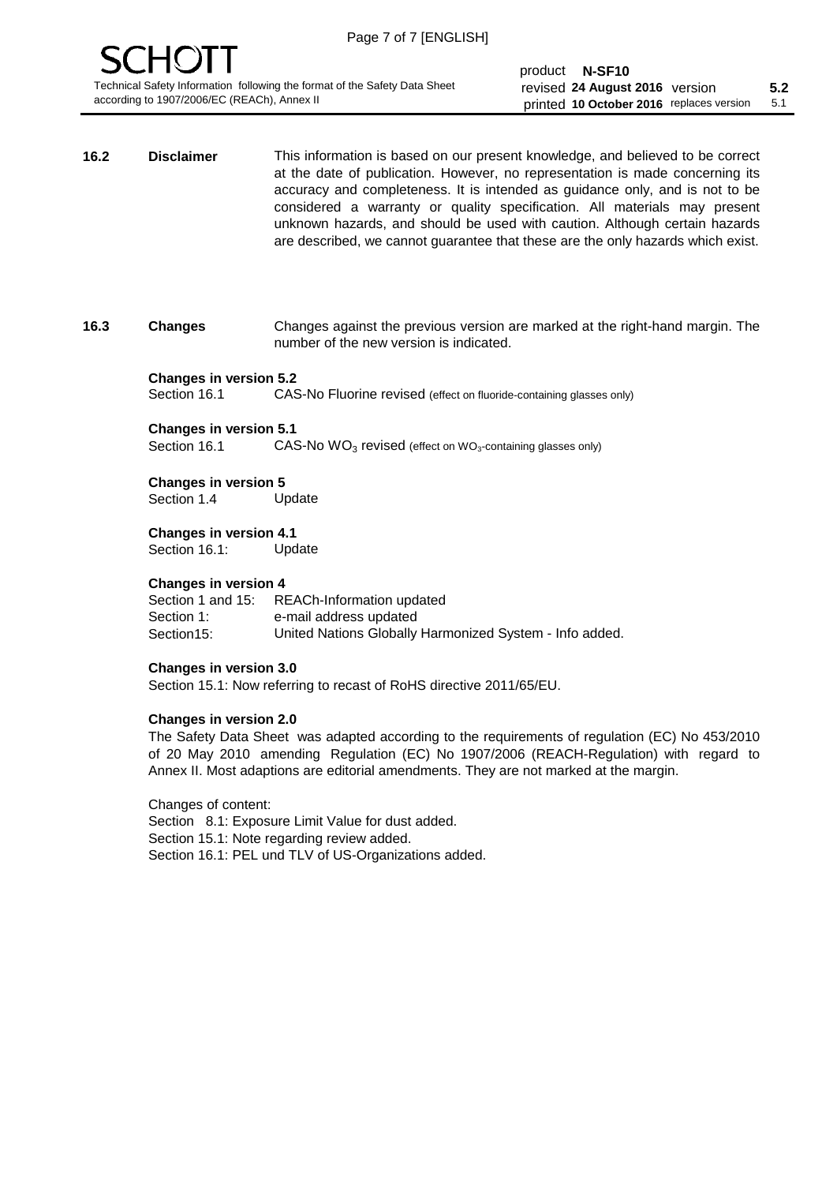**16.2 Disclaimer**

This information is based on our present knowledge, and believed to be correct at the date of publication. However, no representation is made concerning its accuracy and completeness. It is intended as guidance only, and is not to be considered a warranty or quality specification. All materials may present unknown hazards, and should be used with caution. Although certain hazards are described, we cannot guarantee that these are the only hazards which exist.

**16.3 Changes**

Changes against the previous version are marked at the right-hand margin. The number of the new version is indicated.

**Changes in version 5.2**

Section 16.1 CAS-No Fluorine revised (effect on fluoride-containing glasses only)

**Changes in version 5.1**

Section 16.1 CAS-No $WO_3$ revised (effect on $WO_3$-containing glasses only)

**Changes in version 5**

Section 1.4 Update

**Changes in version 4.1**

Section 16.1: Update

**Changes in version 4**

| | |
|---|---|
| Section 1 and 15: | REACh-Information updated |
| Section 1: | e-mail address updated |
| Section15: | United Nations Globally Harmonized System - Info added. |

**Changes in version 3.0**

Section 15.1: Now referring to recast of RoHS directive 2011/65/EU.

**Changes in version 2.0**

The Safety Data Sheet was adapted according to the requirements of regulation (EC) No 453/2010 of 20 May 2010 amending Regulation (EC) No 1907/2006 (REACH-Regulation) with regard to Annex II. Most adaptions are editorial amendments. They are not marked at the margin.

Changes of content:
Section 8.1: Exposure Limit Value for dust added.
Section 15.1: Note regarding review added.
Section 16.1: PEL und TLV of US-Organizations added.